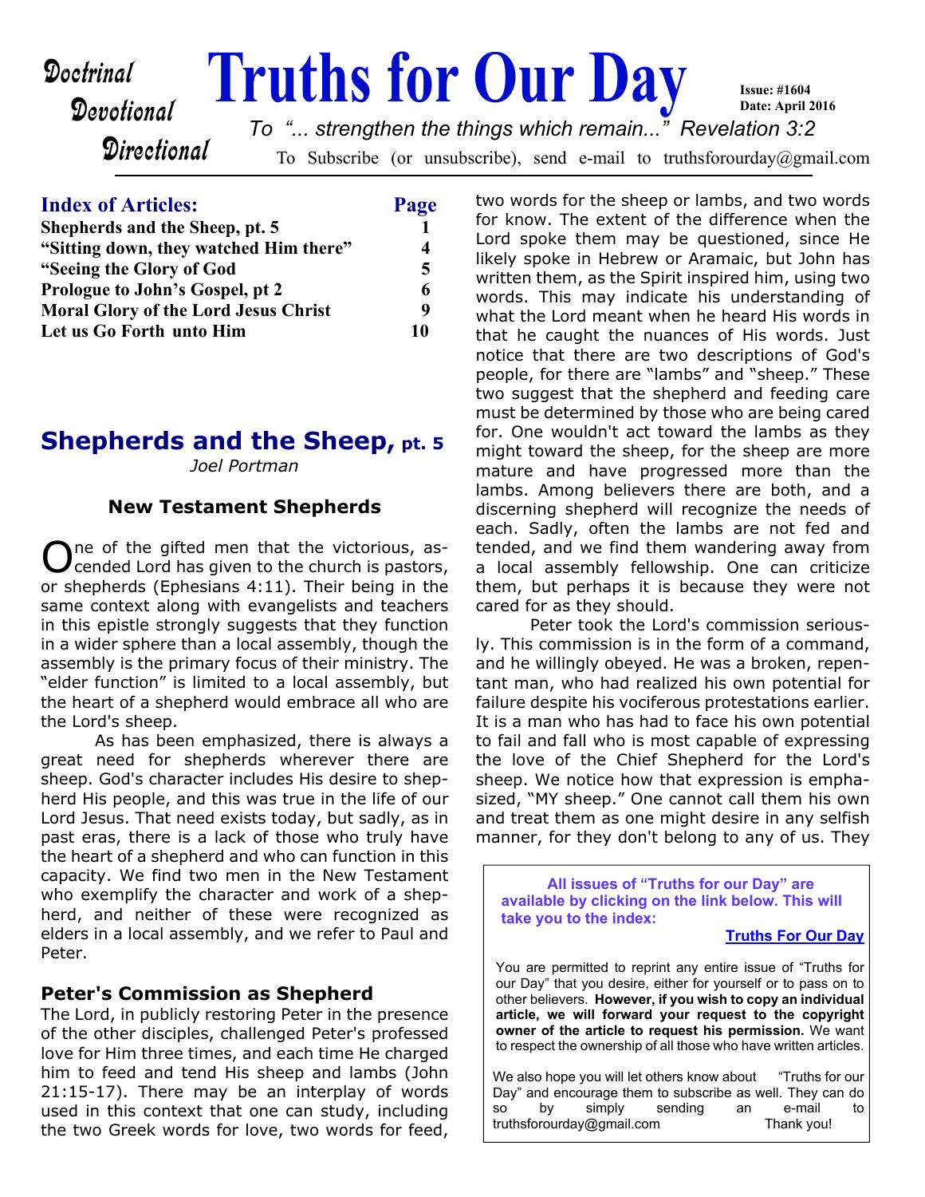*Doctrinal*
*Devotional*
*Directional*

# Truths for Our Day

**Issue: #1604**
**Date: April 2016**

*To "... strengthen the things which remain..." Revelation 3:2*

To Subscribe (or unsubscribe), send e-mail to truthsforourday@gmail.com

| **Index of Articles:** | **Page** |
|---|---|
| **Shepherds and the Sheep, pt. 5** | **1** |
| **"Sitting down, they watched Him there"** | **4** |
| **"Seeing the Glory of God** | **5** |
| **Prologue to John's Gospel, pt 2** | **6** |
| **Moral Glory of the Lord Jesus Christ** | **9** |
| **Let us Go Forth unto Him** | **10** |

## Shepherds and the Sheep, pt. 5

*Joel Portman*

### New Testament Shepherds

One of the gifted men that the victorious, ascended Lord has given to the church is pastors, or shepherds (Ephesians 4:11). Their being in the same context along with evangelists and teachers in this epistle strongly suggests that they function in a wider sphere than a local assembly, though the assembly is the primary focus of their ministry. The "elder function" is limited to a local assembly, but the heart of a shepherd would embrace all who are the Lord's sheep.

As has been emphasized, there is always a great need for shepherds wherever there are sheep. God's character includes His desire to shepherd His people, and this was true in the life of our Lord Jesus. That need exists today, but sadly, as in past eras, there is a lack of those who truly have the heart of a shepherd and who can function in this capacity. We find two men in the New Testament who exemplify the character and work of a shepherd, and neither of these were recognized as elders in a local assembly, and we refer to Paul and Peter.

### Peter's Commission as Shepherd

The Lord, in publicly restoring Peter in the presence of the other disciples, challenged Peter's professed love for Him three times, and each time He charged him to feed and tend His sheep and lambs (John 21:15-17). There may be an interplay of words used in this context that one can study, including the two Greek words for love, two words for feed, two words for the sheep or lambs, and two words for know. The extent of the difference when the Lord spoke them may be questioned, since He likely spoke in Hebrew or Aramaic, but John has written them, as the Spirit inspired him, using two words. This may indicate his understanding of what the Lord meant when he heard His words in that he caught the nuances of His words. Just notice that there are two descriptions of God's people, for there are "lambs" and "sheep." These two suggest that the shepherd and feeding care must be determined by those who are being cared for. One wouldn't act toward the lambs as they might toward the sheep, for the sheep are more mature and have progressed more than the lambs. Among believers there are both, and a discerning shepherd will recognize the needs of each. Sadly, often the lambs are not fed and tended, and we find them wandering away from a local assembly fellowship. One can criticize them, but perhaps it is because they were not cared for as they should.

Peter took the Lord's commission seriously. This commission is in the form of a command, and he willingly obeyed. He was a broken, repentant man, who had realized his own potential for failure despite his vociferous protestations earlier. It is a man who has had to face his own potential to fail and fall who is most capable of expressing the love of the Chief Shepherd for the Lord's sheep. We notice how that expression is emphasized, "MY sheep." One cannot call them his own and treat them as one might desire in any selfish manner, for they don't belong to any of us. They

---

**All issues of "Truths for our Day" are available by clicking on the link below. This will take you to the index:**

**Truths For Our Day**

You are permitted to reprint any entire issue of "Truths for our Day" that you desire, either for yourself or to pass on to other believers. **However, if you wish to copy an individual article, we will forward your request to the copyright owner of the article to request his permission.** We want to respect the ownership of all those who have written articles.

We also hope you will let others know about "Truths for our Day" and encourage them to subscribe as well. They can do so by simply sending an e-mail to truthsforourday@gmail.com Thank you!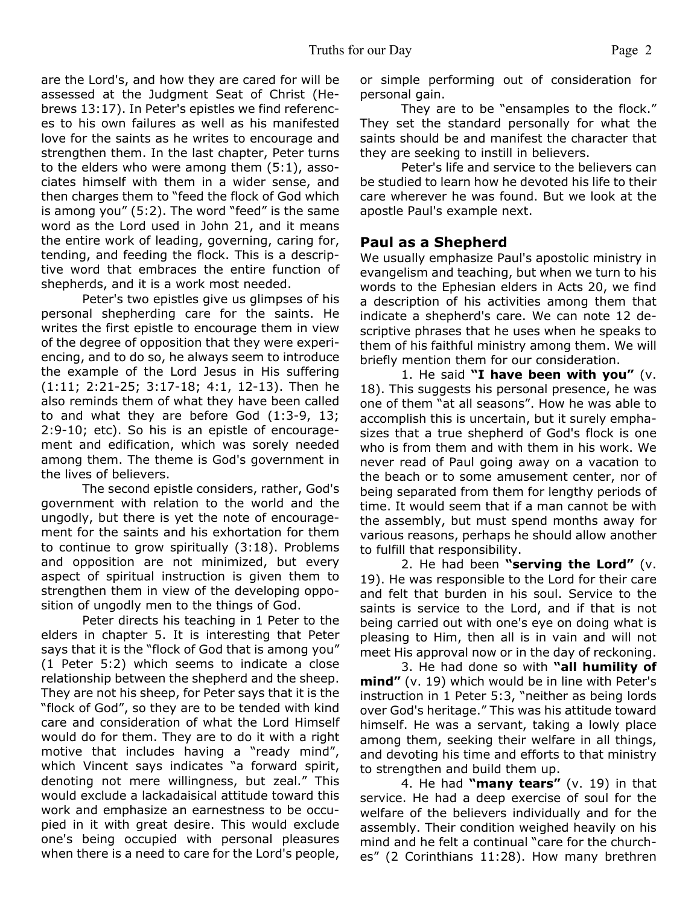are the Lord's, and how they are cared for will be assessed at the Judgment Seat of Christ (Hebrews 13:17). In Peter's epistles we find references to his own failures as well as his manifested love for the saints as he writes to encourage and strengthen them. In the last chapter, Peter turns to the elders who were among them (5:1), associates himself with them in a wider sense, and then charges them to "feed the flock of God which is among you" (5:2). The word "feed" is the same word as the Lord used in John 21, and it means the entire work of leading, governing, caring for, tending, and feeding the flock. This is a descriptive word that embraces the entire function of shepherds, and it is a work most needed.

Peter's two epistles give us glimpses of his personal shepherding care for the saints. He writes the first epistle to encourage them in view of the degree of opposition that they were experiencing, and to do so, he always seem to introduce the example of the Lord Jesus in His suffering (1:11; 2:21-25; 3:17-18; 4:1, 12-13). Then he also reminds them of what they have been called to and what they are before God (1:3-9, 13; 2:9-10; etc). So his is an epistle of encouragement and edification, which was sorely needed among them. The theme is God's government in the lives of believers.

The second epistle considers, rather, God's government with relation to the world and the ungodly, but there is yet the note of encouragement for the saints and his exhortation for them to continue to grow spiritually (3:18). Problems and opposition are not minimized, but every aspect of spiritual instruction is given them to strengthen them in view of the developing opposition of ungodly men to the things of God.

Peter directs his teaching in 1 Peter to the elders in chapter 5. It is interesting that Peter says that it is the "flock of God that is among you" (1 Peter 5:2) which seems to indicate a close relationship between the shepherd and the sheep. They are not his sheep, for Peter says that it is the "flock of God", so they are to be tended with kind care and consideration of what the Lord Himself would do for them. They are to do it with a right motive that includes having a "ready mind", which Vincent says indicates "a forward spirit, denoting not mere willingness, but zeal." This would exclude a lackadaisical attitude toward this work and emphasize an earnestness to be occupied in it with great desire. This would exclude one's being occupied with personal pleasures when there is a need to care for the Lord's people, or simple performing out of consideration for personal gain.

They are to be "ensamples to the flock." They set the standard personally for what the saints should be and manifest the character that they are seeking to instill in believers.

Peter's life and service to the believers can be studied to learn how he devoted his life to their care wherever he was found. But we look at the apostle Paul's example next.

## Paul as a Shepherd

We usually emphasize Paul's apostolic ministry in evangelism and teaching, but when we turn to his words to the Ephesian elders in Acts 20, we find a description of his activities among them that indicate a shepherd's care. We can note 12 descriptive phrases that he uses when he speaks to them of his faithful ministry among them. We will briefly mention them for our consideration.

1. He said **"I have been with you"** (v. 18). This suggests his personal presence, he was one of them "at all seasons". How he was able to accomplish this is uncertain, but it surely emphasizes that a true shepherd of God's flock is one who is from them and with them in his work. We never read of Paul going away on a vacation to the beach or to some amusement center, nor of being separated from them for lengthy periods of time. It would seem that if a man cannot be with the assembly, but must spend months away for various reasons, perhaps he should allow another to fulfill that responsibility.

2. He had been **"serving the Lord"** (v. 19). He was responsible to the Lord for their care and felt that burden in his soul. Service to the saints is service to the Lord, and if that is not being carried out with one's eye on doing what is pleasing to Him, then all is in vain and will not meet His approval now or in the day of reckoning.

3. He had done so with **"all humility of mind"** (v. 19) which would be in line with Peter's instruction in 1 Peter 5:3, "neither as being lords over God's heritage." This was his attitude toward himself. He was a servant, taking a lowly place among them, seeking their welfare in all things, and devoting his time and efforts to that ministry to strengthen and build them up.

4. He had **"many tears"** (v. 19) in that service. He had a deep exercise of soul for the welfare of the believers individually and for the assembly. Their condition weighed heavily on his mind and he felt a continual "care for the churches" (2 Corinthians 11:28). How many brethren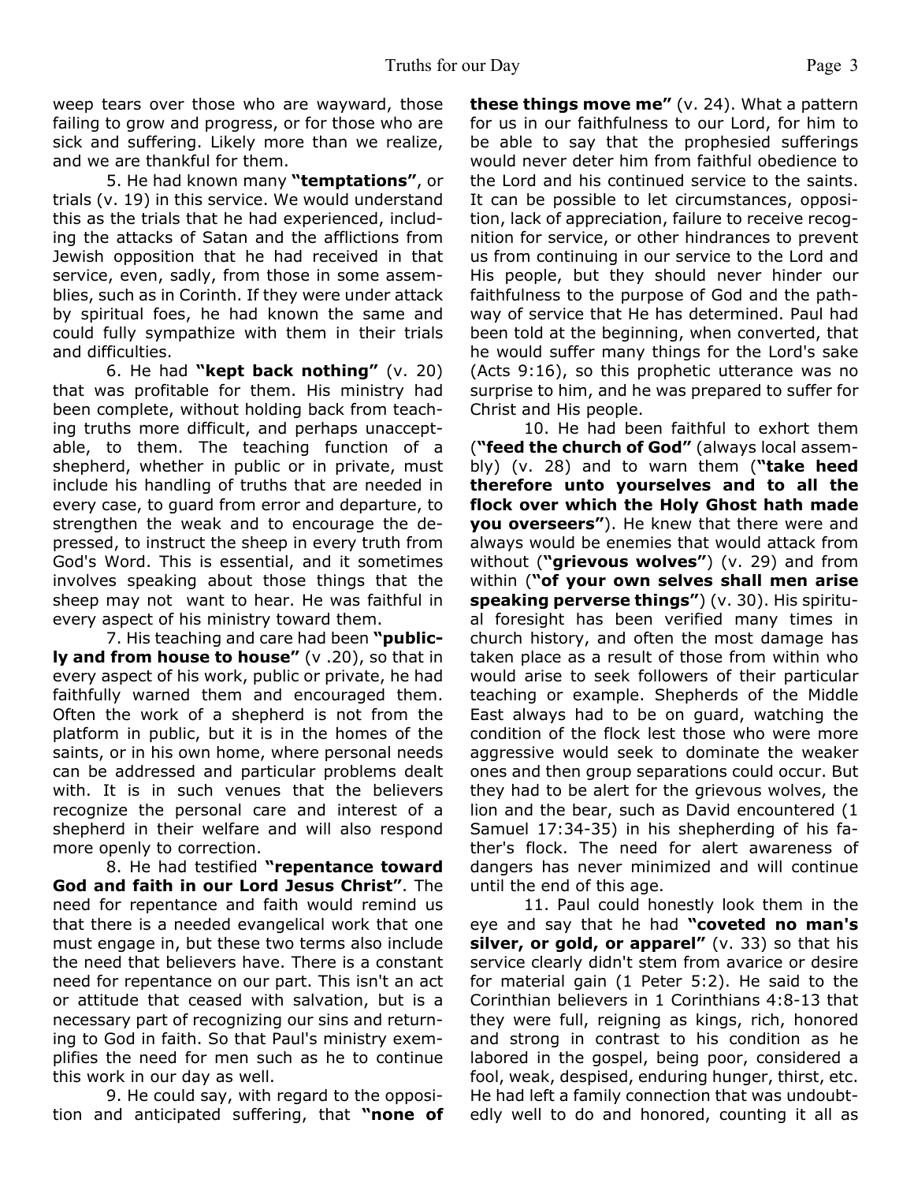weep tears over those who are wayward, those failing to grow and progress, or for those who are sick and suffering. Likely more than we realize, and we are thankful for them.

5. He had known many **"temptations"**, or trials (v. 19) in this service. We would understand this as the trials that he had experienced, including the attacks of Satan and the afflictions from Jewish opposition that he had received in that service, even, sadly, from those in some assemblies, such as in Corinth. If they were under attack by spiritual foes, he had known the same and could fully sympathize with them in their trials and difficulties.

6. He had **"kept back nothing"** (v. 20) that was profitable for them. His ministry had been complete, without holding back from teaching truths more difficult, and perhaps unacceptable, to them. The teaching function of a shepherd, whether in public or in private, must include his handling of truths that are needed in every case, to guard from error and departure, to strengthen the weak and to encourage the depressed, to instruct the sheep in every truth from God's Word. This is essential, and it sometimes involves speaking about those things that the sheep may not want to hear. He was faithful in every aspect of his ministry toward them.

7. His teaching and care had been **"publicly and from house to house"** (v .20), so that in every aspect of his work, public or private, he had faithfully warned them and encouraged them. Often the work of a shepherd is not from the platform in public, but it is in the homes of the saints, or in his own home, where personal needs can be addressed and particular problems dealt with. It is in such venues that the believers recognize the personal care and interest of a shepherd in their welfare and will also respond more openly to correction.

8. He had testified **"repentance toward God and faith in our Lord Jesus Christ"**. The need for repentance and faith would remind us that there is a needed evangelical work that one must engage in, but these two terms also include the need that believers have. There is a constant need for repentance on our part. This isn't an act or attitude that ceased with salvation, but is a necessary part of recognizing our sins and returning to God in faith. So that Paul's ministry exemplifies the need for men such as he to continue this work in our day as well.

9. He could say, with regard to the opposition and anticipated suffering, that **"none of these things move me"** (v. 24). What a pattern for us in our faithfulness to our Lord, for him to be able to say that the prophesied sufferings would never deter him from faithful obedience to the Lord and his continued service to the saints. It can be possible to let circumstances, opposition, lack of appreciation, failure to receive recognition for service, or other hindrances to prevent us from continuing in our service to the Lord and His people, but they should never hinder our faithfulness to the purpose of God and the pathway of service that He has determined. Paul had been told at the beginning, when converted, that he would suffer many things for the Lord's sake (Acts 9:16), so this prophetic utterance was no surprise to him, and he was prepared to suffer for Christ and His people.

10. He had been faithful to exhort them (**"feed the church of God"** (always local assembly) (v. 28) and to warn them (**"take heed therefore unto yourselves and to all the flock over which the Holy Ghost hath made you overseers"**). He knew that there were and always would be enemies that would attack from without (**"grievous wolves"**) (v. 29) and from within (**"of your own selves shall men arise speaking perverse things"**) (v. 30). His spiritual foresight has been verified many times in church history, and often the most damage has taken place as a result of those from within who would arise to seek followers of their particular teaching or example. Shepherds of the Middle East always had to be on guard, watching the condition of the flock lest those who were more aggressive would seek to dominate the weaker ones and then group separations could occur. But they had to be alert for the grievous wolves, the lion and the bear, such as David encountered (1 Samuel 17:34-35) in his shepherding of his father's flock. The need for alert awareness of dangers has never minimized and will continue until the end of this age.

11. Paul could honestly look them in the eye and say that he had **"coveted no man's silver, or gold, or apparel"** (v. 33) so that his service clearly didn't stem from avarice or desire for material gain (1 Peter 5:2). He said to the Corinthian believers in 1 Corinthians 4:8-13 that they were full, reigning as kings, rich, honored and strong in contrast to his condition as he labored in the gospel, being poor, considered a fool, weak, despised, enduring hunger, thirst, etc. He had left a family connection that was undoubtedly well to do and honored, counting it all as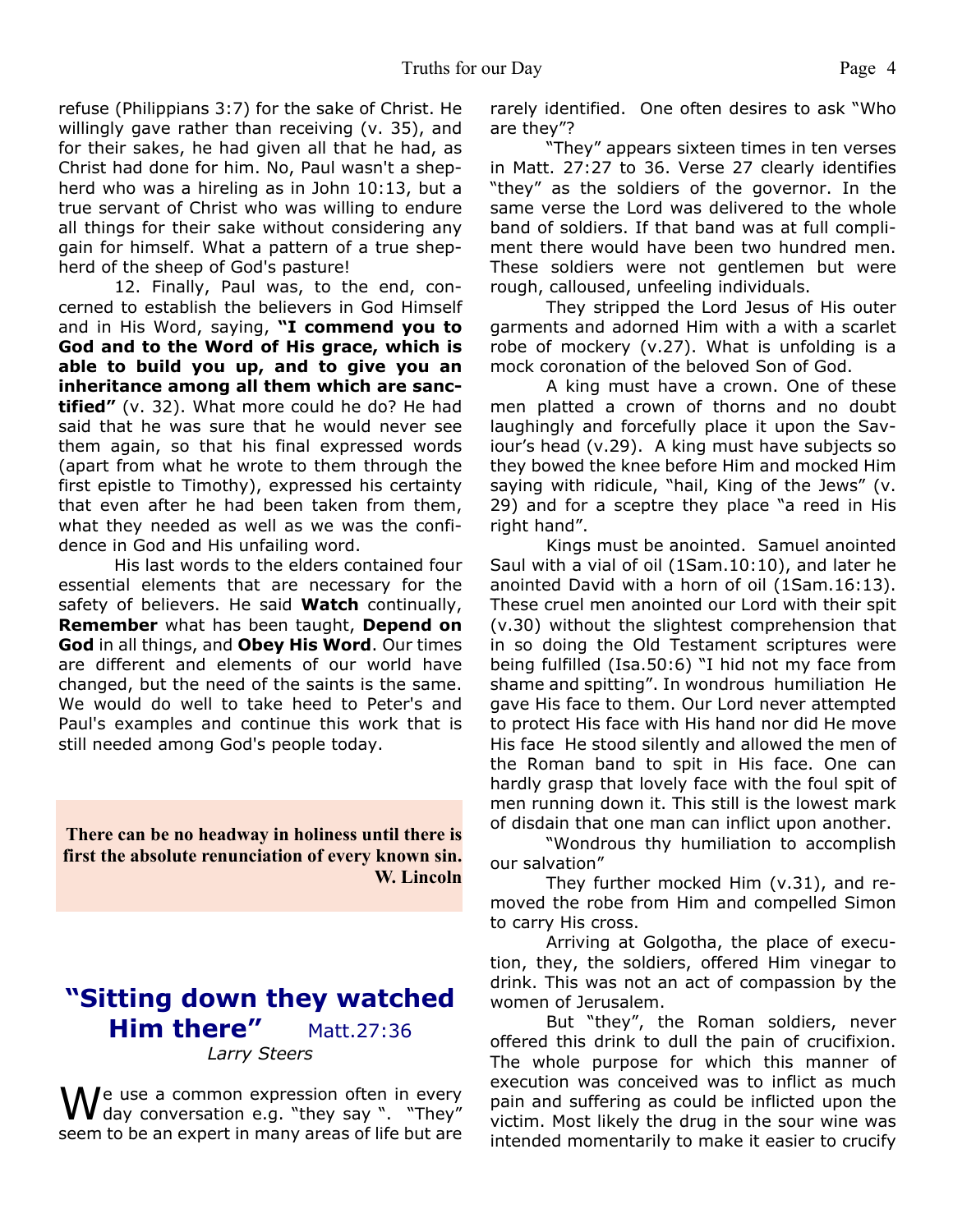refuse (Philippians 3:7) for the sake of Christ. He willingly gave rather than receiving (v. 35), and for their sakes, he had given all that he had, as Christ had done for him. No, Paul wasn't a shepherd who was a hireling as in John 10:13, but a true servant of Christ who was willing to endure all things for their sake without considering any gain for himself. What a pattern of a true shepherd of the sheep of God's pasture!

12. Finally, Paul was, to the end, concerned to establish the believers in God Himself and in His Word, saying, **"I commend you to God and to the Word of His grace, which is able to build you up, and to give you an inheritance among all them which are sanctified"** (v. 32). What more could he do? He had said that he was sure that he would never see them again, so that his final expressed words (apart from what he wrote to them through the first epistle to Timothy), expressed his certainty that even after he had been taken from them, what they needed as well as we was the confidence in God and His unfailing word.

His last words to the elders contained four essential elements that are necessary for the safety of believers. He said **Watch** continually, **Remember** what has been taught, **Depend on God** in all things, and **Obey His Word**. Our times are different and elements of our world have changed, but the need of the saints is the same. We would do well to take heed to Peter's and Paul's examples and continue this work that is still needed among God's people today.

> **There can be no headway in holiness until there is first the absolute renunciation of every known sin.**
> **W. Lincoln**

## "Sitting down they watched Him there" Matt.27:36

*Larry Steers*

We use a common expression often in every day conversation e.g. "they say ". "They" seem to be an expert in many areas of life but are rarely identified. One often desires to ask "Who are they"?

"They" appears sixteen times in ten verses in Matt. 27:27 to 36. Verse 27 clearly identifies "they" as the soldiers of the governor. In the same verse the Lord was delivered to the whole band of soldiers. If that band was at full compliment there would have been two hundred men. These soldiers were not gentlemen but were rough, calloused, unfeeling individuals.

They stripped the Lord Jesus of His outer garments and adorned Him with a with a scarlet robe of mockery (v.27). What is unfolding is a mock coronation of the beloved Son of God.

A king must have a crown. One of these men platted a crown of thorns and no doubt laughingly and forcefully place it upon the Saviour's head (v.29). A king must have subjects so they bowed the knee before Him and mocked Him saying with ridicule, "hail, King of the Jews" (v. 29) and for a sceptre they place "a reed in His right hand".

Kings must be anointed. Samuel anointed Saul with a vial of oil (1Sam.10:10), and later he anointed David with a horn of oil (1Sam.16:13). These cruel men anointed our Lord with their spit (v.30) without the slightest comprehension that in so doing the Old Testament scriptures were being fulfilled (Isa.50:6) "I hid not my face from shame and spitting". In wondrous humiliation He gave His face to them. Our Lord never attempted to protect His face with His hand nor did He move His face He stood silently and allowed the men of the Roman band to spit in His face. One can hardly grasp that lovely face with the foul spit of men running down it. This still is the lowest mark of disdain that one man can inflict upon another.

"Wondrous thy humiliation to accomplish our salvation"

They further mocked Him (v.31), and removed the robe from Him and compelled Simon to carry His cross.

Arriving at Golgotha, the place of execution, they, the soldiers, offered Him vinegar to drink. This was not an act of compassion by the women of Jerusalem.

But "they", the Roman soldiers, never offered this drink to dull the pain of crucifixion. The whole purpose for which this manner of execution was conceived was to inflict as much pain and suffering as could be inflicted upon the victim. Most likely the drug in the sour wine was intended momentarily to make it easier to crucify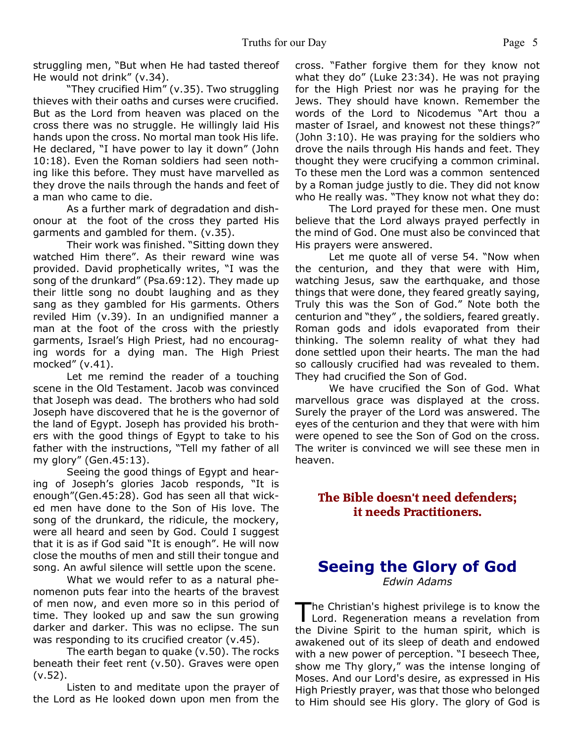struggling men, "But when He had tasted thereof He would not drink" (v.34).

"They crucified Him" (v.35). Two struggling thieves with their oaths and curses were crucified. But as the Lord from heaven was placed on the cross there was no struggle. He willingly laid His hands upon the cross. No mortal man took His life. He declared, "I have power to lay it down" (John 10:18). Even the Roman soldiers had seen nothing like this before. They must have marvelled as they drove the nails through the hands and feet of a man who came to die.

As a further mark of degradation and dishonour at the foot of the cross they parted His garments and gambled for them. (v.35).

Their work was finished. "Sitting down they watched Him there". As their reward wine was provided. David prophetically writes, "I was the song of the drunkard" (Psa.69:12). They made up their little song no doubt laughing and as they sang as they gambled for His garments. Others reviled Him (v.39). In an undignified manner a man at the foot of the cross with the priestly garments, Israel's High Priest, had no encouraging words for a dying man. The High Priest mocked" (v.41).

Let me remind the reader of a touching scene in the Old Testament. Jacob was convinced that Joseph was dead. The brothers who had sold Joseph have discovered that he is the governor of the land of Egypt. Joseph has provided his brothers with the good things of Egypt to take to his father with the instructions, "Tell my father of all my glory" (Gen.45:13).

Seeing the good things of Egypt and hearing of Joseph's glories Jacob responds, "It is enough"(Gen.45:28). God has seen all that wicked men have done to the Son of His love. The song of the drunkard, the ridicule, the mockery, were all heard and seen by God. Could I suggest that it is as if God said "It is enough". He will now close the mouths of men and still their tongue and song. An awful silence will settle upon the scene.

What we would refer to as a natural phenomenon puts fear into the hearts of the bravest of men now, and even more so in this period of time. They looked up and saw the sun growing darker and darker. This was no eclipse. The sun was responding to its crucified creator (v.45).

The earth began to quake (v.50). The rocks beneath their feet rent (v.50). Graves were open (v.52).

Listen to and meditate upon the prayer of the Lord as He looked down upon men from the cross. "Father forgive them for they know not what they do" (Luke 23:34). He was not praying for the High Priest nor was he praying for the Jews. They should have known. Remember the words of the Lord to Nicodemus "Art thou a master of Israel, and knowest not these things?" (John 3:10). He was praying for the soldiers who drove the nails through His hands and feet. They thought they were crucifying a common criminal. To these men the Lord was a common sentenced by a Roman judge justly to die. They did not know who He really was. "They know not what they do:

The Lord prayed for these men. One must believe that the Lord always prayed perfectly in the mind of God. One must also be convinced that His prayers were answered.

Let me quote all of verse 54. "Now when the centurion, and they that were with Him, watching Jesus, saw the earthquake, and those things that were done, they feared greatly saying, Truly this was the Son of God." Note both the centurion and "they" , the soldiers, feared greatly. Roman gods and idols evaporated from their thinking. The solemn reality of what they had done settled upon their hearts. The man the had so callously crucified had was revealed to them. They had crucified the Son of God.

We have crucified the Son of God. What marvellous grace was displayed at the cross. Surely the prayer of the Lord was answered. The eyes of the centurion and they that were with him were opened to see the Son of God on the cross. The writer is convinced we will see these men in heaven.

**The Bible doesn't need defenders; it needs Practitioners.**

## Seeing the Glory of God

*Edwin Adams*

The Christian's highest privilege is to know the Lord. Regeneration means a revelation from the Divine Spirit to the human spirit, which is awakened out of its sleep of death and endowed with a new power of perception. "I beseech Thee, show me Thy glory," was the intense longing of Moses. And our Lord's desire, as expressed in His High Priestly prayer, was that those who belonged to Him should see His glory. The glory of God is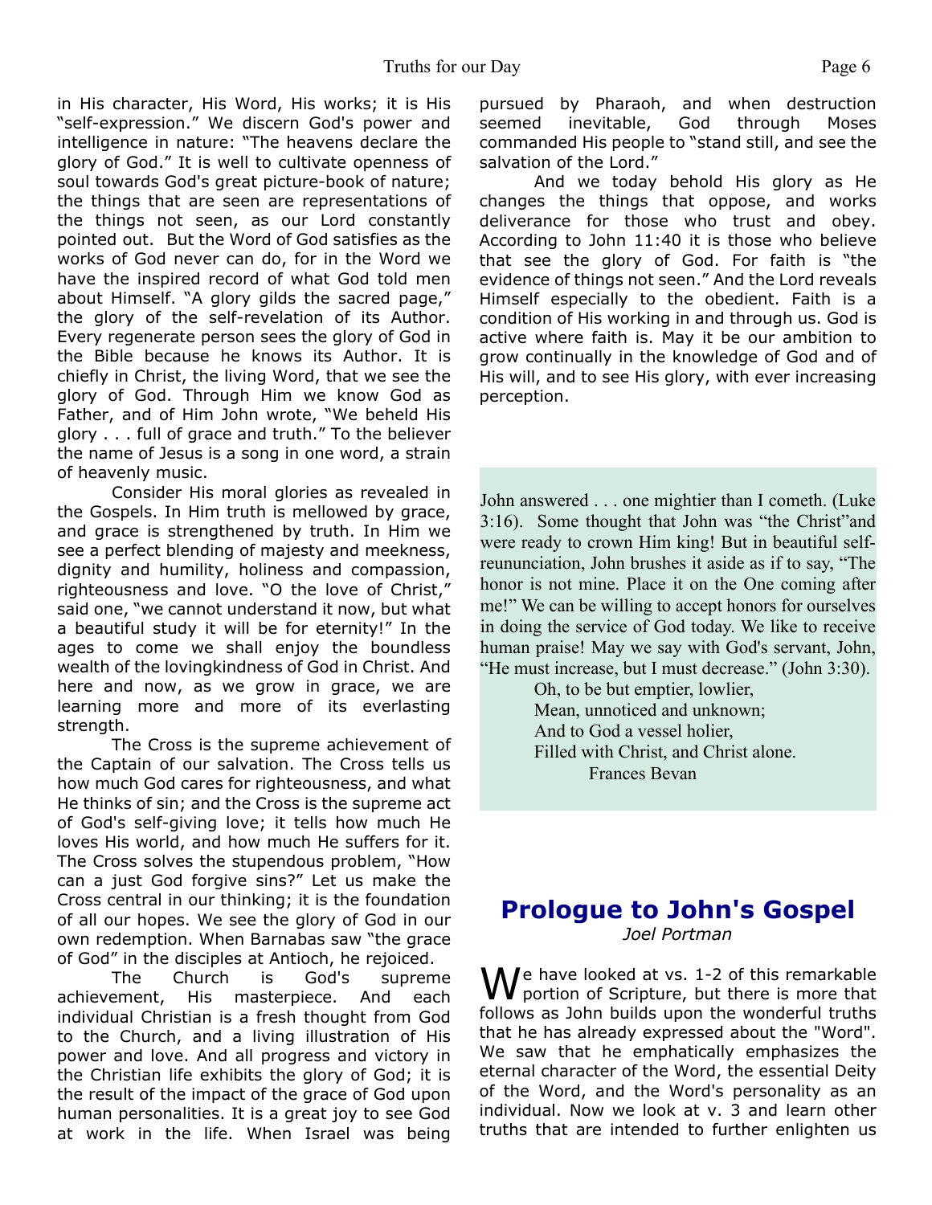in His character, His Word, His works; it is His "self-expression." We discern God's power and intelligence in nature: "The heavens declare the glory of God." It is well to cultivate openness of soul towards God's great picture-book of nature; the things that are seen are representations of the things not seen, as our Lord constantly pointed out. But the Word of God satisfies as the works of God never can do, for in the Word we have the inspired record of what God told men about Himself. "A glory gilds the sacred page," the glory of the self-revelation of its Author. Every regenerate person sees the glory of God in the Bible because he knows its Author. It is chiefly in Christ, the living Word, that we see the glory of God. Through Him we know God as Father, and of Him John wrote, "We beheld His glory . . . full of grace and truth." To the believer the name of Jesus is a song in one word, a strain of heavenly music.

Consider His moral glories as revealed in the Gospels. In Him truth is mellowed by grace, and grace is strengthened by truth. In Him we see a perfect blending of majesty and meekness, dignity and humility, holiness and compassion, righteousness and love. "O the love of Christ," said one, "we cannot understand it now, but what a beautiful study it will be for eternity!" In the ages to come we shall enjoy the boundless wealth of the lovingkindness of God in Christ. And here and now, as we grow in grace, we are learning more and more of its everlasting strength.

The Cross is the supreme achievement of the Captain of our salvation. The Cross tells us how much God cares for righteousness, and what He thinks of sin; and the Cross is the supreme act of God's self-giving love; it tells how much He loves His world, and how much He suffers for it. The Cross solves the stupendous problem, "How can a just God forgive sins?" Let us make the Cross central in our thinking; it is the foundation of all our hopes. We see the glory of God in our own redemption. When Barnabas saw "the grace of God" in the disciples at Antioch, he rejoiced.

The Church is God's supreme achievement, His masterpiece. And each individual Christian is a fresh thought from God to the Church, and a living illustration of His power and love. And all progress and victory in the Christian life exhibits the glory of God; it is the result of the impact of the grace of God upon human personalities. It is a great joy to see God at work in the life. When Israel was being pursued by Pharaoh, and when destruction seemed inevitable, God through Moses commanded His people to "stand still, and see the salvation of the Lord."

And we today behold His glory as He changes the things that oppose, and works deliverance for those who trust and obey. According to John 11:40 it is those who believe that see the glory of God. For faith is "the evidence of things not seen." And the Lord reveals Himself especially to the obedient. Faith is a condition of His working in and through us. God is active where faith is. May it be our ambition to grow continually in the knowledge of God and of His will, and to see His glory, with ever increasing perception.

John answered . . . one mightier than I cometh. (Luke 3:16). Some thought that John was "the Christ"and were ready to crown Him king! But in beautiful self-reununciation, John brushes it aside as if to say, "The honor is not mine. Place it on the One coming after me!" We can be willing to accept honors for ourselves in doing the service of God today. We like to receive human praise! May we say with God's servant, John, "He must increase, but I must decrease." (John 3:30).

Oh, to be but emptier, lowlier,
Mean, unnoticed and unknown;
And to God a vessel holier,
Filled with Christ, and Christ alone.
Frances Bevan

## Prologue to John's Gospel

*Joel Portman*

We have looked at vs. 1-2 of this remarkable portion of Scripture, but there is more that follows as John builds upon the wonderful truths that he has already expressed about the "Word". We saw that he emphatically emphasizes the eternal character of the Word, the essential Deity of the Word, and the Word's personality as an individual. Now we look at v. 3 and learn other truths that are intended to further enlighten us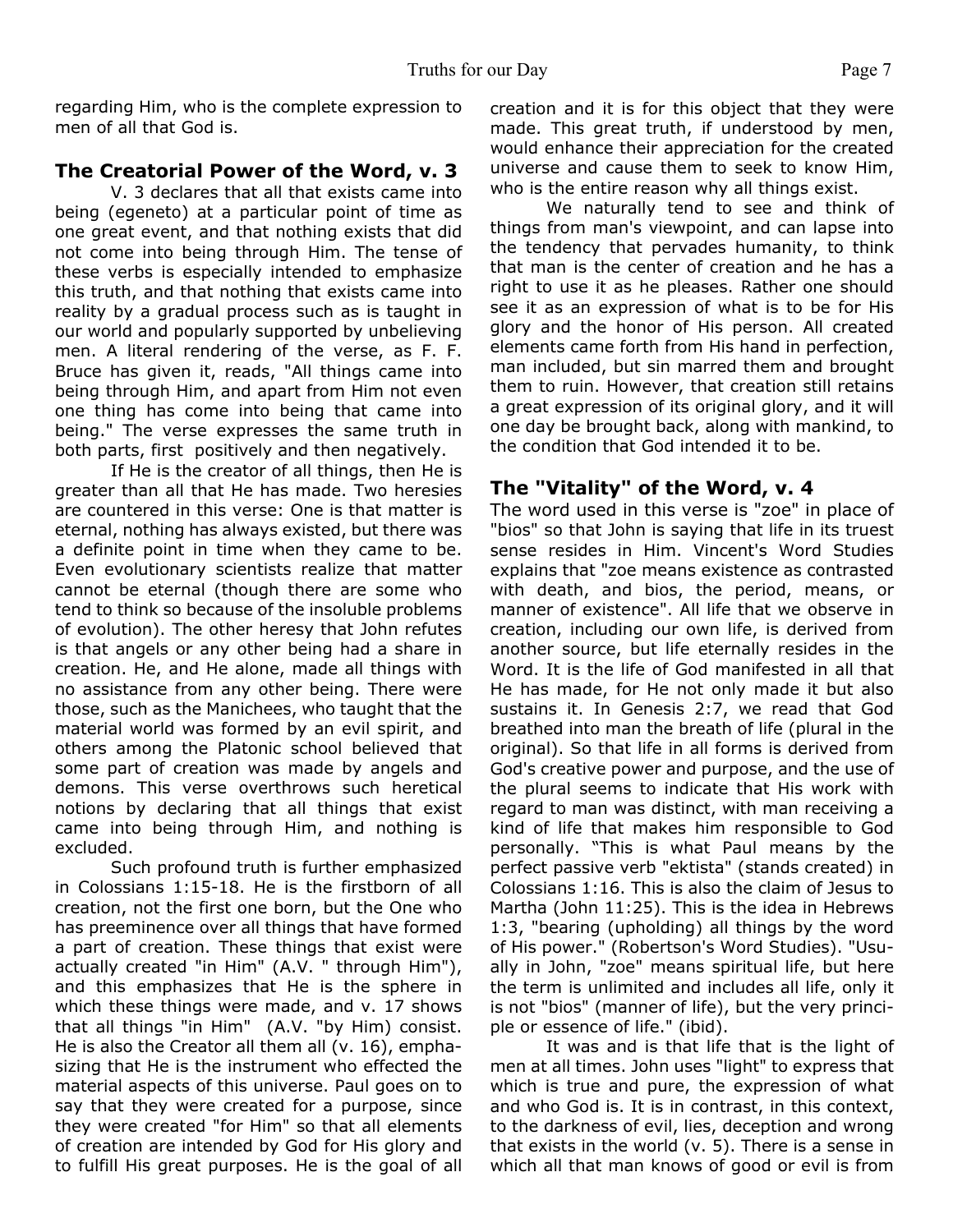regarding Him, who is the complete expression to men of all that God is.

### The Creatorial Power of the Word, v. 3

V. 3 declares that all that exists came into being (egeneto) at a particular point of time as one great event, and that nothing exists that did not come into being through Him. The tense of these verbs is especially intended to emphasize this truth, and that nothing that exists came into reality by a gradual process such as is taught in our world and popularly supported by unbelieving men. A literal rendering of the verse, as F. F. Bruce has given it, reads, "All things came into being through Him, and apart from Him not even one thing has come into being that came into being." The verse expresses the same truth in both parts, first positively and then negatively.

If He is the creator of all things, then He is greater than all that He has made. Two heresies are countered in this verse: One is that matter is eternal, nothing has always existed, but there was a definite point in time when they came to be. Even evolutionary scientists realize that matter cannot be eternal (though there are some who tend to think so because of the insoluble problems of evolution). The other heresy that John refutes is that angels or any other being had a share in creation. He, and He alone, made all things with no assistance from any other being. There were those, such as the Manichees, who taught that the material world was formed by an evil spirit, and others among the Platonic school believed that some part of creation was made by angels and demons. This verse overthrows such heretical notions by declaring that all things that exist came into being through Him, and nothing is excluded.

Such profound truth is further emphasized in Colossians 1:15-18. He is the firstborn of all creation, not the first one born, but the One who has preeminence over all things that have formed a part of creation. These things that exist were actually created "in Him" (A.V. " through Him"), and this emphasizes that He is the sphere in which these things were made, and v. 17 shows that all things "in Him" (A.V. "by Him) consist. He is also the Creator all them all (v. 16), emphasizing that He is the instrument who effected the material aspects of this universe. Paul goes on to say that they were created for a purpose, since they were created "for Him" so that all elements of creation are intended by God for His glory and to fulfill His great purposes. He is the goal of all creation and it is for this object that they were made. This great truth, if understood by men, would enhance their appreciation for the created universe and cause them to seek to know Him, who is the entire reason why all things exist.

We naturally tend to see and think of things from man's viewpoint, and can lapse into the tendency that pervades humanity, to think that man is the center of creation and he has a right to use it as he pleases. Rather one should see it as an expression of what is to be for His glory and the honor of His person. All created elements came forth from His hand in perfection, man included, but sin marred them and brought them to ruin. However, that creation still retains a great expression of its original glory, and it will one day be brought back, along with mankind, to the condition that God intended it to be.

### The "Vitality" of the Word, v. 4

The word used in this verse is "zoe" in place of "bios" so that John is saying that life in its truest sense resides in Him. Vincent's Word Studies explains that "zoe means existence as contrasted with death, and bios, the period, means, or manner of existence". All life that we observe in creation, including our own life, is derived from another source, but life eternally resides in the Word. It is the life of God manifested in all that He has made, for He not only made it but also sustains it. In Genesis 2:7, we read that God breathed into man the breath of life (plural in the original). So that life in all forms is derived from God's creative power and purpose, and the use of the plural seems to indicate that His work with regard to man was distinct, with man receiving a kind of life that makes him responsible to God personally. "This is what Paul means by the perfect passive verb "ektista" (stands created) in Colossians 1:16. This is also the claim of Jesus to Martha (John 11:25). This is the idea in Hebrews 1:3, "bearing (upholding) all things by the word of His power." (Robertson's Word Studies). "Usually in John, "zoe" means spiritual life, but here the term is unlimited and includes all life, only it is not "bios" (manner of life), but the very principle or essence of life." (ibid).

It was and is that life that is the light of men at all times. John uses "light" to express that which is true and pure, the expression of what and who God is. It is in contrast, in this context, to the darkness of evil, lies, deception and wrong that exists in the world (v. 5). There is a sense in which all that man knows of good or evil is from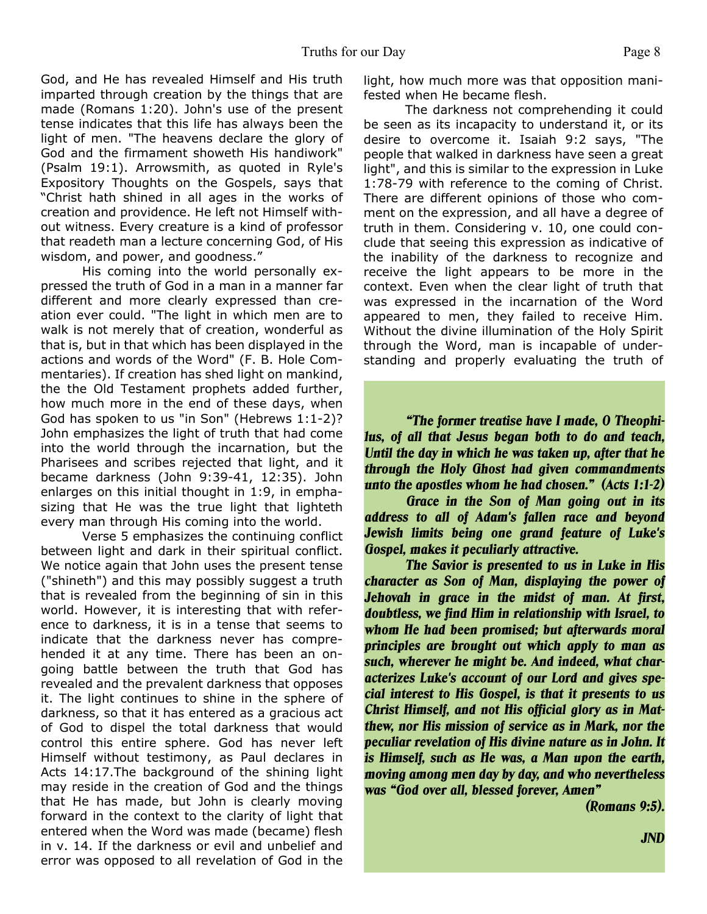God, and He has revealed Himself and His truth imparted through creation by the things that are made (Romans 1:20). John's use of the present tense indicates that this life has always been the light of men. "The heavens declare the glory of God and the firmament showeth His handiwork" (Psalm 19:1). Arrowsmith, as quoted in Ryle's Expository Thoughts on the Gospels, says that "Christ hath shined in all ages in the works of creation and providence. He left not Himself without witness. Every creature is a kind of professor that readeth man a lecture concerning God, of His wisdom, and power, and goodness."

His coming into the world personally expressed the truth of God in a man in a manner far different and more clearly expressed than creation ever could. "The light in which men are to walk is not merely that of creation, wonderful as that is, but in that which has been displayed in the actions and words of the Word" (F. B. Hole Commentaries). If creation has shed light on mankind, the the Old Testament prophets added further, how much more in the end of these days, when God has spoken to us "in Son" (Hebrews 1:1-2)? John emphasizes the light of truth that had come into the world through the incarnation, but the Pharisees and scribes rejected that light, and it became darkness (John 9:39-41, 12:35). John enlarges on this initial thought in 1:9, in emphasizing that He was the true light that lighteth every man through His coming into the world.

Verse 5 emphasizes the continuing conflict between light and dark in their spiritual conflict. We notice again that John uses the present tense ("shineth") and this may possibly suggest a truth that is revealed from the beginning of sin in this world. However, it is interesting that with reference to darkness, it is in a tense that seems to indicate that the darkness never has comprehended it at any time. There has been an ongoing battle between the truth that God has revealed and the prevalent darkness that opposes it. The light continues to shine in the sphere of darkness, so that it has entered as a gracious act of God to dispel the total darkness that would control this entire sphere. God has never left Himself without testimony, as Paul declares in Acts 14:17.The background of the shining light may reside in the creation of God and the things that He has made, but John is clearly moving forward in the context to the clarity of light that entered when the Word was made (became) flesh in v. 14. If the darkness or evil and unbelief and error was opposed to all revelation of God in the light, how much more was that opposition manifested when He became flesh.

The darkness not comprehending it could be seen as its incapacity to understand it, or its desire to overcome it. Isaiah 9:2 says, "The people that walked in darkness have seen a great light", and this is similar to the expression in Luke 1:78-79 with reference to the coming of Christ. There are different opinions of those who comment on the expression, and all have a degree of truth in them. Considering v. 10, one could conclude that seeing this expression as indicative of the inability of the darkness to recognize and receive the light appears to be more in the context. Even when the clear light of truth that was expressed in the incarnation of the Word appeared to men, they failed to receive Him. Without the divine illumination of the Holy Spirit through the Word, man is incapable of understanding and properly evaluating the truth of

***"The former treatise have I made, O Theophilus, of all that Jesus began both to do and teach, Until the day in which he was taken up, after that he through the Holy Ghost had given commandments unto the apostles whom he had chosen." (Acts 1:1-2)***

***Grace in the Son of Man going out in its address to all of Adam's fallen race and beyond Jewish limits being one grand feature of Luke's Gospel, makes it peculiarly attractive.***

***The Savior is presented to us in Luke in His character as Son of Man, displaying the power of Jehovah in grace in the midst of man. At first, doubtless, we find Him in relationship with Israel, to whom He had been promised; but afterwards moral principles are brought out which apply to man as such, wherever he might be. And indeed, what characterizes Luke's account of our Lord and gives special interest to His Gospel, is that it presents to us Christ Himself, and not His official glory as in Matthew, nor His mission of service as in Mark, nor the peculiar revelation of His divine nature as in John. It is Himself, such as He was, a Man upon the earth, moving among men day by day, and who nevertheless was "God over all, blessed forever, Amen" (Romans 9:5).***

***JND***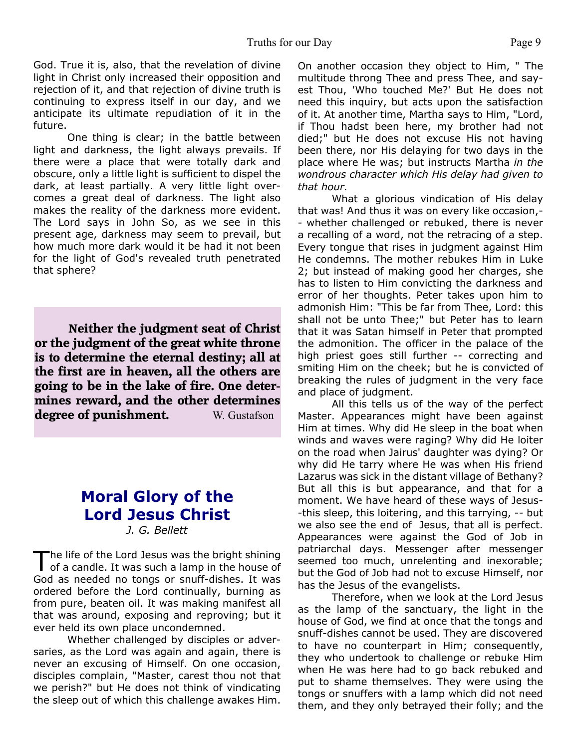God. True it is, also, that the revelation of divine light in Christ only increased their opposition and rejection of it, and that rejection of divine truth is continuing to express itself in our day, and we anticipate its ultimate repudiation of it in the future.

One thing is clear; in the battle between light and darkness, the light always prevails. If there were a place that were totally dark and obscure, only a little light is sufficient to dispel the dark, at least partially. A very little light overcomes a great deal of darkness. The light also makes the reality of the darkness more evident. The Lord says in John So, as we see in this present age, darkness may seem to prevail, but how much more dark would it be had it not been for the light of God's revealed truth penetrated that sphere?

> **Neither the judgment seat of Christ or the judgment of the great white throne is to determine the eternal destiny; all at the first are in heaven, all the others are going to be in the lake of fire. One determines reward, and the other determines degree of punishment.** W. Gustafson

## Moral Glory of the Lord Jesus Christ

*J. G. Bellett*

The life of the Lord Jesus was the bright shining of a candle. It was such a lamp in the house of God as needed no tongs or snuff-dishes. It was ordered before the Lord continually, burning as from pure, beaten oil. It was making manifest all that was around, exposing and reproving; but it ever held its own place uncondemned.

Whether challenged by disciples or adversaries, as the Lord was again and again, there is never an excusing of Himself. On one occasion, disciples complain, "Master, carest thou not that we perish?" but He does not think of vindicating the sleep out of which this challenge awakes Him. On another occasion they object to Him, " The multitude throng Thee and press Thee, and sayest Thou, 'Who touched Me?' But He does not need this inquiry, but acts upon the satisfaction of it. At another time, Martha says to Him, "Lord, if Thou hadst been here, my brother had not died;" but He does not excuse His not having been there, nor His delaying for two days in the place where He was; but instructs Martha *in the wondrous character which His delay had given to that hour.*

What a glorious vindication of His delay that was! And thus it was on every like occasion,-- whether challenged or rebuked, there is never a recalling of a word, not the retracing of a step. Every tongue that rises in judgment against Him He condemns. The mother rebukes Him in Luke 2; but instead of making good her charges, she has to listen to Him convicting the darkness and error of her thoughts. Peter takes upon him to admonish Him: "This be far from Thee, Lord: this shall not be unto Thee;" but Peter has to learn that it was Satan himself in Peter that prompted the admonition. The officer in the palace of the high priest goes still further -- correcting and smiting Him on the cheek; but he is convicted of breaking the rules of judgment in the very face and place of judgment.

All this tells us of the way of the perfect Master. Appearances might have been against Him at times. Why did He sleep in the boat when winds and waves were raging? Why did He loiter on the road when Jairus' daughter was dying? Or why did He tarry where He was when His friend Lazarus was sick in the distant village of Bethany? But all this is but appearance, and that for a moment. We have heard of these ways of Jesus--this sleep, this loitering, and this tarrying, -- but we also see the end of Jesus, that all is perfect. Appearances were against the God of Job in patriarchal days. Messenger after messenger seemed too much, unrelenting and inexorable; but the God of Job had not to excuse Himself, nor has the Jesus of the evangelists.

Therefore, when we look at the Lord Jesus as the lamp of the sanctuary, the light in the house of God, we find at once that the tongs and snuff-dishes cannot be used. They are discovered to have no counterpart in Him; consequently, they who undertook to challenge or rebuke Him when He was here had to go back rebuked and put to shame themselves. They were using the tongs or snuffers with a lamp which did not need them, and they only betrayed their folly; and the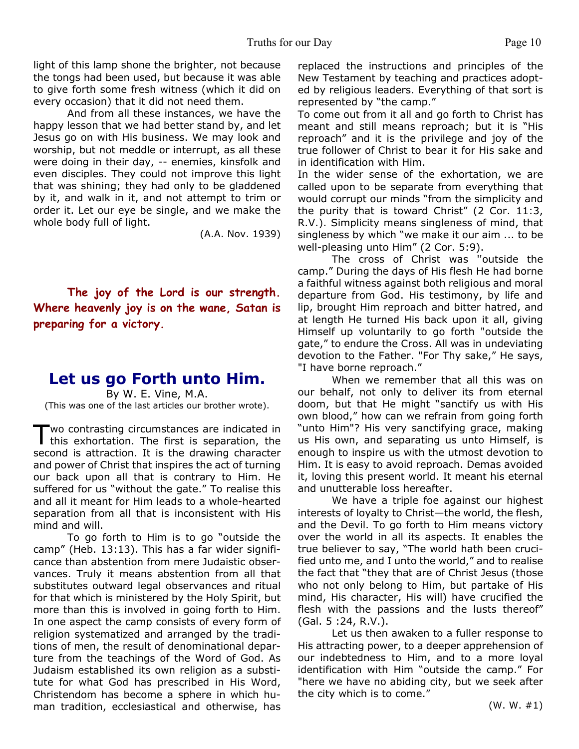light of this lamp shone the brighter, not because the tongs had been used, but because it was able to give forth some fresh witness (which it did on every occasion) that it did not need them.

And from all these instances, we have the happy lesson that we had better stand by, and let Jesus go on with His business. We may look and worship, but not meddle or interrupt, as all these were doing in their day, -- enemies, kinsfolk and even disciples. They could not improve this light that was shining; they had only to be gladdened by it, and walk in it, and not attempt to trim or order it. Let our eye be single, and we make the whole body full of light.

(A.A. Nov. 1939)

**The joy of the Lord is our strength. Where heavenly joy is on the wane, Satan is preparing for a victory.**

## Let us go Forth unto Him.

By W. E. Vine, M.A.

(This was one of the last articles our brother wrote).

Two contrasting circumstances are indicated in this exhortation. The first is separation, the second is attraction. It is the drawing character and power of Christ that inspires the act of turning our back upon all that is contrary to Him. He suffered for us "without the gate." To realise this and all it meant for Him leads to a whole-hearted separation from all that is inconsistent with His mind and will.

To go forth to Him is to go "outside the camp" (Heb. 13:13). This has a far wider significance than abstention from mere Judaistic observances. Truly it means abstention from all that substitutes outward legal observances and ritual for that which is ministered by the Holy Spirit, but more than this is involved in going forth to Him. In one aspect the camp consists of every form of religion systematized and arranged by the traditions of men, the result of denominational departure from the teachings of the Word of God. As Judaism established its own religion as a substitute for what God has prescribed in His Word, Christendom has become a sphere in which human tradition, ecclesiastical and otherwise, has replaced the instructions and principles of the New Testament by teaching and practices adopted by religious leaders. Everything of that sort is represented by "the camp."

To come out from it all and go forth to Christ has meant and still means reproach; but it is "His reproach" and it is the privilege and joy of the true follower of Christ to bear it for His sake and in identification with Him.

In the wider sense of the exhortation, we are called upon to be separate from everything that would corrupt our minds "from the simplicity and the purity that is toward Christ" (2 Cor. 11:3, R.V.). Simplicity means singleness of mind, that singleness by which "we make it our aim ... to be well-pleasing unto Him" (2 Cor. 5:9).

The cross of Christ was ''outside the camp." During the days of His flesh He had borne a faithful witness against both religious and moral departure from God. His testimony, by life and lip, brought Him reproach and bitter hatred, and at length He turned His back upon it all, giving Himself up voluntarily to go forth "outside the gate," to endure the Cross. All was in undeviating devotion to the Father. "For Thy sake," He says, "I have borne reproach."

When we remember that all this was on our behalf, not only to deliver its from eternal doom, but that He might "sanctify us with His own blood," how can we refrain from going forth "unto Him"? His very sanctifying grace, making us His own, and separating us unto Himself, is enough to inspire us with the utmost devotion to Him. It is easy to avoid reproach. Demas avoided it, loving this present world. It meant his eternal and unutterable loss hereafter.

We have a triple foe against our highest interests of loyalty to Christ—the world, the flesh, and the Devil. To go forth to Him means victory over the world in all its aspects. It enables the true believer to say, "The world hath been crucified unto me, and I unto the world," and to realise the fact that "they that are of Christ Jesus (those who not only belong to Him, but partake of His mind, His character, His will) have crucified the flesh with the passions and the lusts thereof" (Gal. 5 :24, R.V.).

Let us then awaken to a fuller response to His attracting power, to a deeper apprehension of our indebtedness to Him, and to a more loyal identification with Him "outside the camp." For "here we have no abiding city, but we seek after the city which is to come."

(W. W. #1)